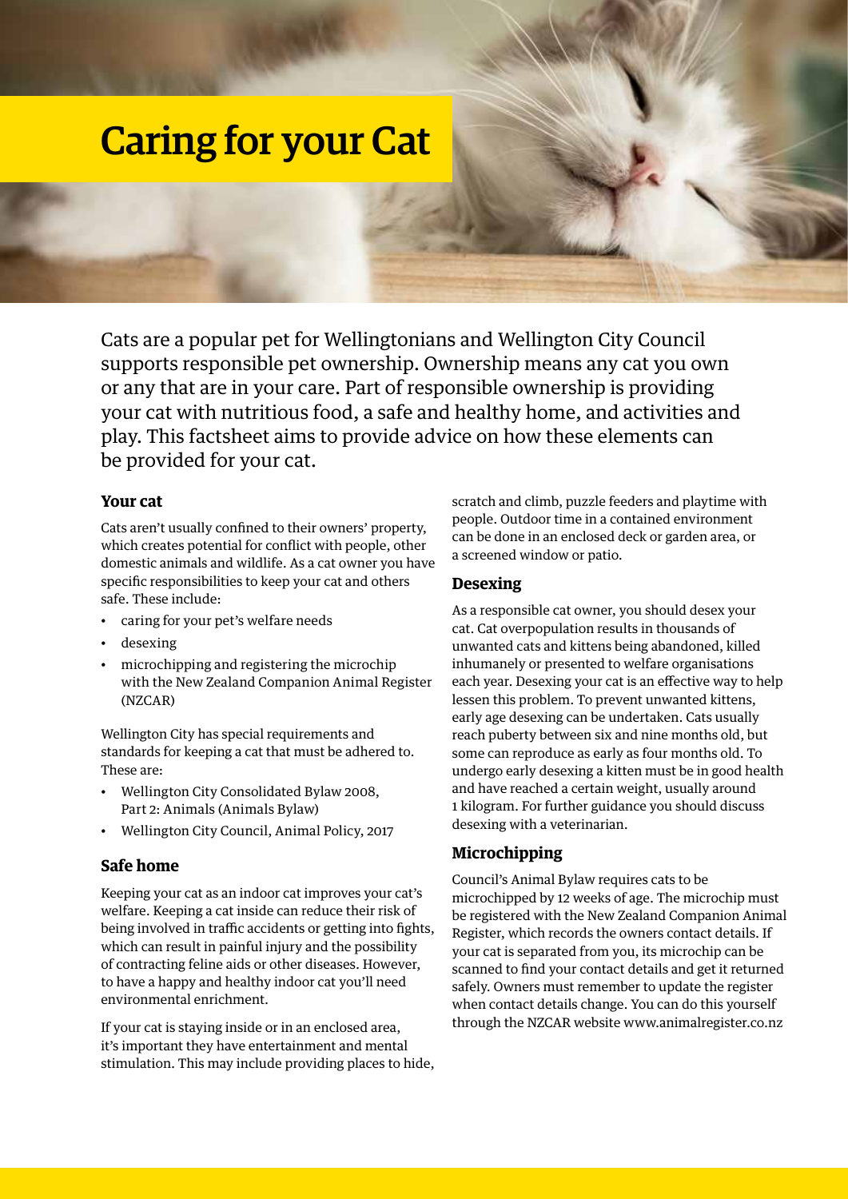# Caring for your Cat

Cats are a popular pet for Wellingtonians and Wellington City Council supports responsible pet ownership. Ownership means any cat you own or any that are in your care. Part of responsible ownership is providing your cat with nutritious food, a safe and healthy home, and activities and play. This factsheet aims to provide advice on how these elements can be provided for your cat.

## Your cat

Cats aren't usually confined to their owners' property, which creates potential for conflict with people, other domestic animals and wildlife. As a cat owner you have specific responsibilities to keep your cat and others safe. These include:

- caring for your pet's welfare needs
- desexing
- microchipping and registering the microchip with the New Zealand Companion Animal Register (NZCAR)

Wellington City has special requirements and standards for keeping a cat that must be adhered to. These are:

- Wellington City Consolidated Bylaw 2008, Part 2: Animals (Animals Bylaw)
- Wellington City Council, Animal Policy, 2017

## Safe home

Keeping your cat as an indoor cat improves your cat's welfare. Keeping a cat inside can reduce their risk of being involved in traffic accidents or getting into fights, which can result in painful injury and the possibility of contracting feline aids or other diseases. However, to have a happy and healthy indoor cat you'll need environmental enrichment.

If your cat is staying inside or in an enclosed area, it's important they have entertainment and mental stimulation. This may include providing places to hide, scratch and climb, puzzle feeders and playtime with people. Outdoor time in a contained environment can be done in an enclosed deck or garden area, or a screened window or patio.

## Desexing

As a responsible cat owner, you should desex your cat. Cat overpopulation results in thousands of unwanted cats and kittens being abandoned, killed inhumanely or presented to welfare organisations each year. Desexing your cat is an effective way to help lessen this problem. To prevent unwanted kittens, early age desexing can be undertaken. Cats usually reach puberty between six and nine months old, but some can reproduce as early as four months old. To undergo early desexing a kitten must be in good health and have reached a certain weight, usually around 1 kilogram. For further guidance you should discuss desexing with a veterinarian.

## Microchipping

Council's Animal Bylaw requires cats to be microchipped by 12 weeks of age. The microchip must be registered with the New Zealand Companion Animal Register, which records the owners contact details. If your cat is separated from you, its microchip can be scanned to find your contact details and get it returned safely. Owners must remember to update the register when contact details change. You can do this yourself through the NZCAR website www.animalregister.co.nz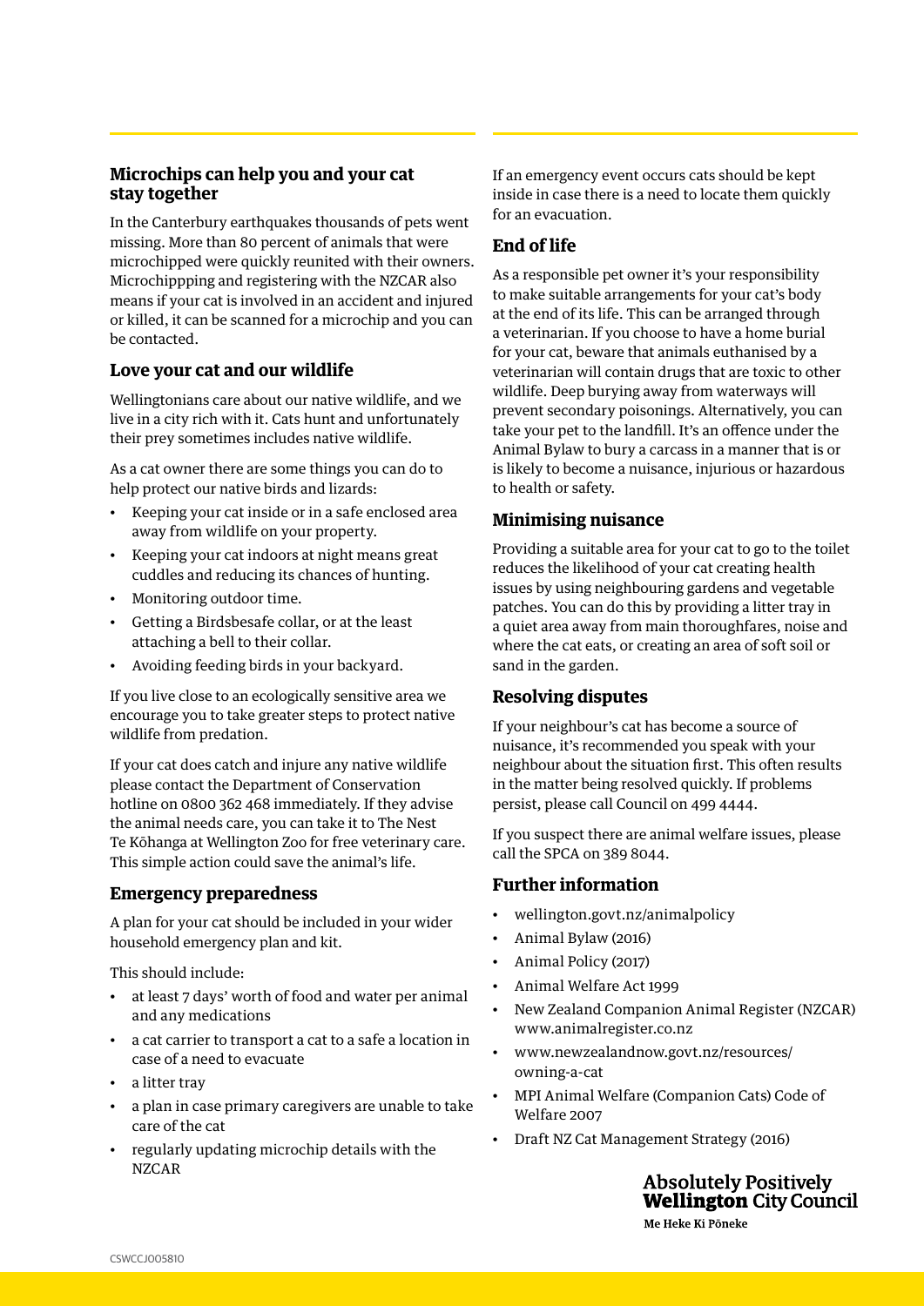## Microchips can help you and your cat stay together

In the Canterbury earthquakes thousands of pets went missing. More than 80 percent of animals that were microchipped were quickly reunited with their owners. Microchippping and registering with the NZCAR also means if your cat is involved in an accident and injured or killed, it can be scanned for a microchip and you can be contacted.

## Love your cat and our wildlife

Wellingtonians care about our native wildlife, and we live in a city rich with it. Cats hunt and unfortunately their prey sometimes includes native wildlife.

As a cat owner there are some things you can do to help protect our native birds and lizards:

- Keeping your cat inside or in a safe enclosed area away from wildlife on your property.
- Keeping your cat indoors at night means great cuddles and reducing its chances of hunting.
- Monitoring outdoor time.
- Getting a Birdsbesafe collar, or at the least attaching a bell to their collar.
- Avoiding feeding birds in your backyard.

If you live close to an ecologically sensitive area we encourage you to take greater steps to protect native wildlife from predation.

If your cat does catch and injure any native wildlife please contact the Department of Conservation hotline on 0800 362 468 immediately. If they advise the animal needs care, you can take it to The Nest Te Kōhanga at Wellington Zoo for free veterinary care. This simple action could save the animal's life.

## Emergency preparedness

A plan for your cat should be included in your wider household emergency plan and kit.

This should include:

- at least 7 days' worth of food and water per animal and any medications
- a cat carrier to transport a cat to a safe a location in case of a need to evacuate
- a litter tray
- a plan in case primary caregivers are unable to take care of the cat
- regularly updating microchip details with the NZCAR

If an emergency event occurs cats should be kept inside in case there is a need to locate them quickly for an evacuation.

## End of life

As a responsible pet owner it's your responsibility to make suitable arrangements for your cat's body at the end of its life. This can be arranged through a veterinarian. If you choose to have a home burial for your cat, beware that animals euthanised by a veterinarian will contain drugs that are toxic to other wildlife. Deep burying away from waterways will prevent secondary poisonings. Alternatively, you can take your pet to the landfill. It's an offence under the Animal Bylaw to bury a carcass in a manner that is or is likely to become a nuisance, injurious or hazardous to health or safety.

## Minimising nuisance

Providing a suitable area for your cat to go to the toilet reduces the likelihood of your cat creating health issues by using neighbouring gardens and vegetable patches. You can do this by providing a litter tray in a quiet area away from main thoroughfares, noise and where the cat eats, or creating an area of soft soil or sand in the garden.

## Resolving disputes

If your neighbour's cat has become a source of nuisance, it's recommended you speak with your neighbour about the situation first. This often results in the matter being resolved quickly. If problems persist, please call Council on 499 4444.

If you suspect there are animal welfare issues, please call the SPCA on 389 8044.

## Further information

- wellington.govt.nz/animalpolicy
- Animal Bylaw (2016)
- Animal Policy (2017)
- Animal Welfare Act 1999
- New Zealand Companion Animal Register (NZCAR) www.animalregister.co.nz
- www.newzealandnow.govt.nz/resources/owning-a-cat
- MPI Animal Welfare (Companion Cats) Code of Welfare 2007
- Draft NZ Cat Management Strategy (2016)

**Absolutely Positively Wellington City Council**
Me Heke Ki Pōneke

CSWCCJ005810